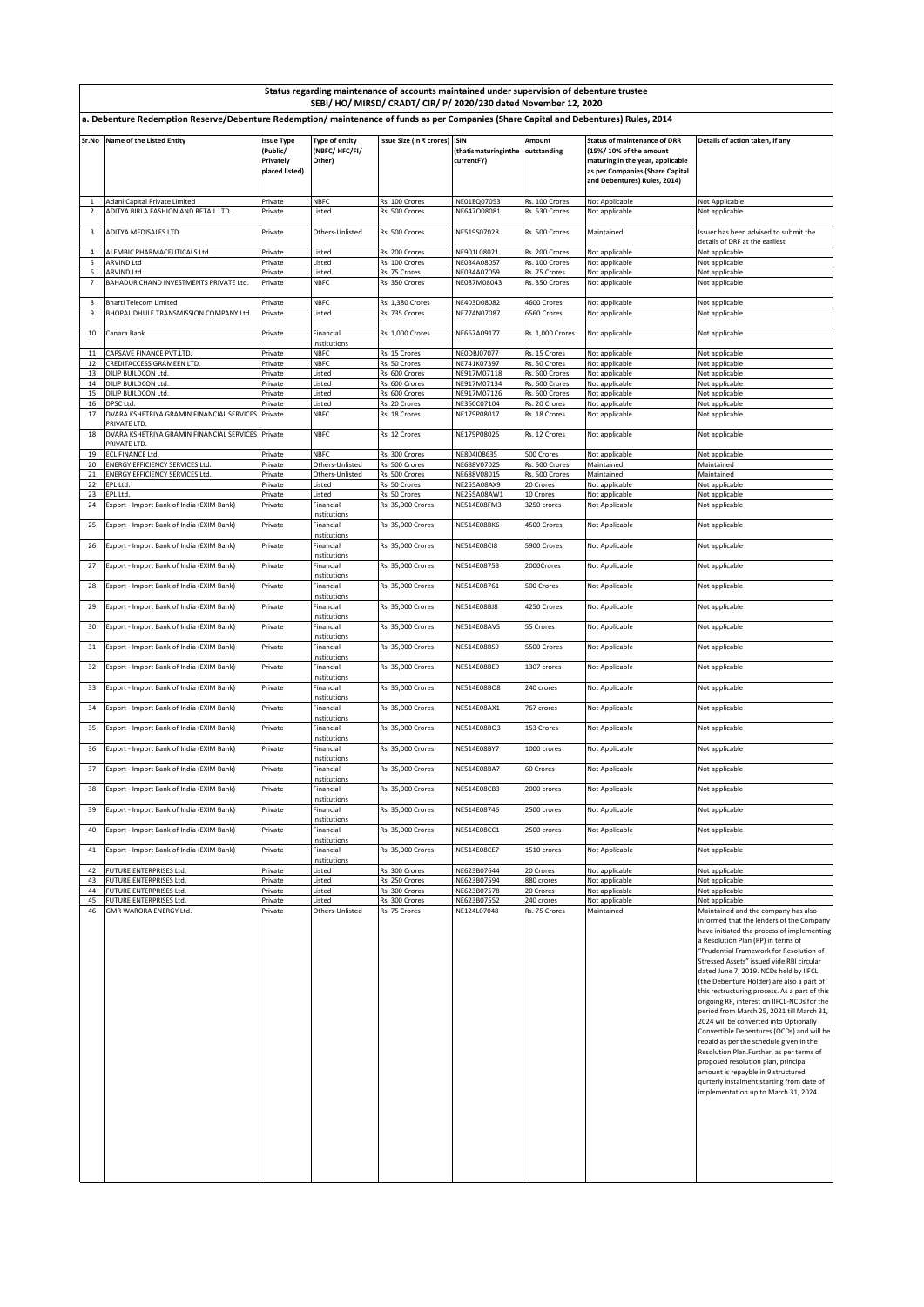**Status regarding maintenance of accounts maintained under supervision of debenture trustee**
**SEBI/ HO/ MIRSD/ CRADT/ CIR/ P/ 2020/230 dated November 12, 2020**

**a. Debenture Redemption Reserve/Debenture Redemption/ maintenance of funds as per Companies (Share Capital and Debentures) Rules, 2014**

| Sr.No | Name of the Listed Entity | Issue Type (Public/ Privately placed listed) | Type of entity (NBFC/ HFC/FI/ Other) | Issue Size (in ₹ crores) | ISIN (thatismaturinginthe currentFY) | Amount outstanding | Status of maintenance of DRR (15%/ 10% of the amount maturing in the year, applicable as per Companies (Share Capital and Debentures) Rules, 2014) | Details of action taken, if any |
|---|---|---|---|---|---|---|---|---|
| 1 | Adani Capital Private Limited | Private | NBFC | Rs. 100 Crores | INE01EQ07053 | Rs. 100 Crores | Not Applicable | Not Applicable |
| 2 | ADITYA BIRLA FASHION AND RETAIL LTD. | Private | Listed | Rs. 500 Crores | INE647O08081 | Rs. 530 Crores | Not applicable | Not applicable |
| 3 | ADITYA MEDISALES LTD. | Private | Others-Unlisted | Rs. 500 Crores | INE519S07028 | Rs. 500 Crores | Maintained | Issuer has been advised to submit the details of DRF at the earliest. |
| 4 | ALEMBIC PHARMACEUTICALS Ltd. | Private | Listed | Rs. 200 Crores | INE901L08021 | Rs. 200 Crores | Not applicable | Not applicable |
| 5 | ARVIND Ltd | Private | Listed | Rs. 100 Crores | INE034A08057 | Rs. 100 Crores | Not applicable | Not applicable |
| 6 | ARVIND Ltd | Private | Listed | Rs. 75 Crores | INE034A07059 | Rs. 75 Crores | Not applicable | Not applicable |
| 7 | BAHADUR CHAND INVESTMENTS PRIVATE Ltd. | Private | NBFC | Rs. 350 Crores | INE087M08043 | Rs. 350 Crores | Not applicable | Not applicable |
| 8 | Bharti Telecom Limited | Private | NBFC | Rs. 1,380 Crores | INE403D08082 | 4600 Crores | Not applicable | Not applicable |
| 9 | BHOPAL DHULE TRANSMISSION COMPANY Ltd. | Private | Listed | Rs. 735 Crores | INE774N07087 | 6560 Crores | Not applicable | Not applicable |
| 10 | Canara Bank | Private | Financial Institutions | Rs. 1,000 Crores | INE667A09177 | Rs. 1,000 Crores | Not applicable | Not applicable |
| 11 | CAPSAVE FINANCE PVT.LTD. | Private | NBFC | Rs. 15 Crores | INE0DBJ07077 | Rs. 15 Crores | Not applicable | Not applicable |
| 12 | CREDITACCESS GRAMEEN LTD. | Private | NBFC | Rs. 50 Crores | INE741K07397 | Rs. 50 Crores | Not applicable | Not applicable |
| 13 | DILIP BUILDCON Ltd. | Private | Listed | Rs. 600 Crores | INE917M07118 | Rs. 600 Crores | Not applicable | Not applicable |
| 14 | DILIP BUILDCON Ltd. | Private | Listed | Rs. 600 Crores | INE917M07134 | Rs. 600 Crores | Not applicable | Not applicable |
| 15 | DILIP BUILDCON Ltd. | Private | Listed | Rs. 600 Crores | INE917M07126 | Rs. 600 Crores | Not applicable | Not applicable |
| 16 | DPSC Ltd. | Private | Listed | Rs. 20 Crores | INE360C07104 | Rs. 20 Crores | Not applicable | Not applicable |
| 17 | DVARA KSHETRIYA GRAMIN FINANCIAL SERVICES PRIVATE LTD. | Private | NBFC | Rs. 18 Crores | INE179P08017 | Rs. 18 Crores | Not applicable | Not applicable |
| 18 | DVARA KSHETRIYA GRAMIN FINANCIAL SERVICES PRIVATE LTD. | Private | NBFC | Rs. 12 Crores | INE179P08025 | Rs. 12 Crores | Not applicable | Not applicable |
| 19 | ECL FINANCE Ltd. | Private | NBFC | Rs. 300 Crores | INE804I08635 | 500 Crores | Not applicable | Not applicable |
| 20 | ENERGY EFFICIENCY SERVICES Ltd. | Private | Others-Unlisted | Rs. 500 Crores | INE688V07025 | Rs. 500 Crores | Maintained | Maintained |
| 21 | ENERGY EFFICIENCY SERVICES Ltd. | Private | Others-Unlisted | Rs. 500 Crores | INE688V08015 | Rs. 500 Crores | Maintained | Maintained |
| 22 | EPL Ltd. | Private | Listed | Rs. 50 Crores | INE255A08AX9 | 20 Crores | Not applicable | Not applicable |
| 23 | EPL Ltd. | Private | Listed | Rs. 50 Crores | INE255A08AW1 | 10 Crores | Not applicable | Not applicable |
| 24 | Export - Import Bank of India (EXIM Bank) | Private | Financial Institutions | Rs. 35,000 Crores | INE514E08FM3 | 3250 crores | Not Applicable | Not applicable |
| 25 | Export - Import Bank of India (EXIM Bank) | Private | Financial Institutions | Rs. 35,000 Crores | INE514E08BK6 | 4500 Crores | Not Applicable | Not applicable |
| 26 | Export - Import Bank of India (EXIM Bank) | Private | Financial Institutions | Rs. 35,000 Crores | INE514E08CI8 | 5900 Crores | Not Applicable | Not applicable |
| 27 | Export - Import Bank of India (EXIM Bank) | Private | Financial Institutions | Rs. 35,000 Crores | INE514E08753 | 2000Crores | Not Applicable | Not applicable |
| 28 | Export - Import Bank of India (EXIM Bank) | Private | Financial Institutions | Rs. 35,000 Crores | INE514E08761 | 500 Crores | Not Applicable | Not applicable |
| 29 | Export - Import Bank of India (EXIM Bank) | Private | Financial Institutions | Rs. 35,000 Crores | INE514E08BJ8 | 4250 Crores | Not Applicable | Not applicable |
| 30 | Export - Import Bank of India (EXIM Bank) | Private | Financial Institutions | Rs. 35,000 Crores | INE514E08AV5 | 55 Crores | Not Applicable | Not applicable |
| 31 | Export - Import Bank of India (EXIM Bank) | Private | Financial Institutions | Rs. 35,000 Crores | INE514E08BS9 | 5500 Crores | Not Applicable | Not applicable |
| 32 | Export - Import Bank of India (EXIM Bank) | Private | Financial Institutions | Rs. 35,000 Crores | INE514E08BE9 | 1307 crores | Not Applicable | Not applicable |
| 33 | Export - Import Bank of India (EXIM Bank) | Private | Financial Institutions | Rs. 35,000 Crores | INE514E08BO8 | 240 crores | Not Applicable | Not applicable |
| 34 | Export - Import Bank of India (EXIM Bank) | Private | Financial Institutions | Rs. 35,000 Crores | INE514E08AX1 | 767 crores | Not Applicable | Not applicable |
| 35 | Export - Import Bank of India (EXIM Bank) | Private | Financial Institutions | Rs. 35,000 Crores | INE514E08BQ3 | 153 Crores | Not Applicable | Not applicable |
| 36 | Export - Import Bank of India (EXIM Bank) | Private | Financial Institutions | Rs. 35,000 Crores | INE514E08BY7 | 1000 crores | Not Applicable | Not applicable |
| 37 | Export - Import Bank of India (EXIM Bank) | Private | Financial Institutions | Rs. 35,000 Crores | INE514E08BA7 | 60 Crores | Not Applicable | Not applicable |
| 38 | Export - Import Bank of India (EXIM Bank) | Private | Financial Institutions | Rs. 35,000 Crores | INE514E08CB3 | 2000 crores | Not Applicable | Not applicable |
| 39 | Export - Import Bank of India (EXIM Bank) | Private | Financial Institutions | Rs. 35,000 Crores | INE514E08746 | 2500 crores | Not Applicable | Not applicable |
| 40 | Export - Import Bank of India (EXIM Bank) | Private | Financial Institutions | Rs. 35,000 Crores | INE514E08CC1 | 2500 crores | Not Applicable | Not applicable |
| 41 | Export - Import Bank of India (EXIM Bank) | Private | Financial Institutions | Rs. 35,000 Crores | INE514E08CE7 | 1510 crores | Not Applicable | Not applicable |
| 42 | FUTURE ENTERPRISES Ltd. | Private | Listed | Rs. 300 Crores | INE623B07644 | 20 Crores | Not applicable | Not applicable |
| 43 | FUTURE ENTERPRISES Ltd. | Private | Listed | Rs. 250 Crores | INE623B07594 | 880 crores | Not applicable | Not applicable |
| 44 | FUTURE ENTERPRISES Ltd. | Private | Listed | Rs. 300 Crores | INE623B07578 | 20 Crores | Not applicable | Not applicable |
| 45 | FUTURE ENTERPRISES Ltd. | Private | Listed | Rs. 300 Crores | INE623B07552 | 240 crores | Not applicable | Not applicable |
| 46 | GMR WARORA ENERGY Ltd. | Private | Others-Unlisted | Rs. 75 Crores | INE124L07048 | Rs. 75 Crores | Maintained | Maintained and the company has also informed that the lenders of the Company have initiated the process of implementing a Resolution Plan (RP) in terms of "Prudential Framework for Resolution of Stressed Assets" issued vide RBI circular dated June 7, 2019. NCDs held by IIFCL (the Debenture Holder) are also a part of this restructuring process. As a part of this ongoing RP, interest on IIFCL-NCDs for the period from March 25, 2021 till March 31, 2024 will be converted into Optionally Convertible Debentures (OCDs) and will be repaid as per the schedule given in the Resolution Plan.Further, as per terms of proposed resolution plan, principal amount is repayble in 9 structured qurterly instalment starting from date of implementation up to March 31, 2024. |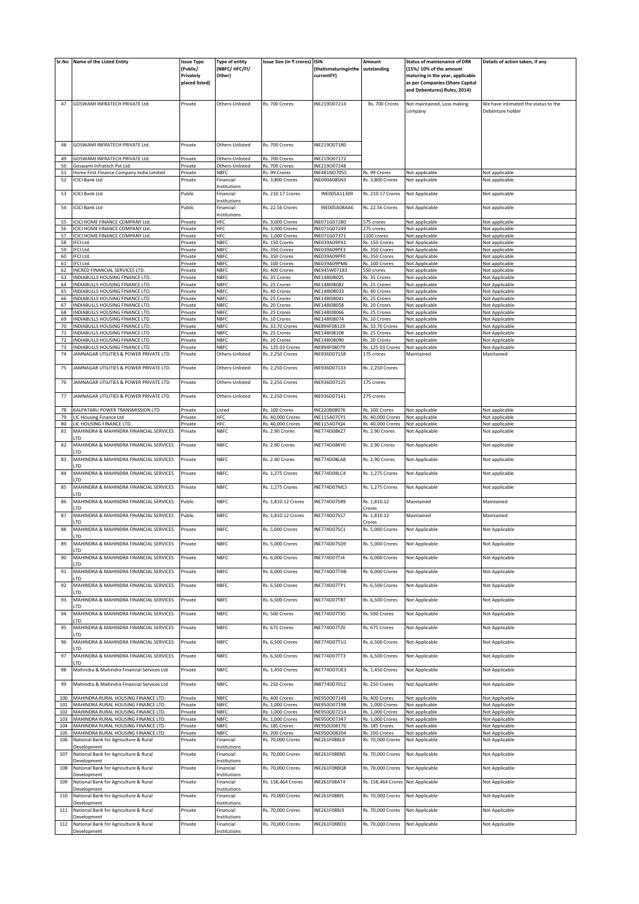| Sr.No | Name of the Listed Entity | Issue Type (Public/ Privately placed listed) | Type of entity (NBFC/ HFC/FI/ Other) | Issue Size (in ₹ crores) | ISIN (thatismaturinginthe currentFY) | Amount outstanding | Status of maintenance of DRR (15%/ 10% of the amount maturing in the year, applicable as per Companies (Share Capital and Debentures) Rules, 2014) | Details of action taken, if any |
|---|---|---|---|---|---|---|---|---|
| 47 | GOSWAMI INFRATECH PRIVATE Ltd. | Private | Others-Unlisted | Rs. 700 Crores | INE219O07214 | Rs. 700 Crores | Not maintained, Loss making company | We have intimated the status to the Debenture holder |
| 48 | GOSWAMI INFRATECH PRIVATE Ltd. | Private | Others-Unlisted | Rs. 700 Crores | INE219O07180 | | | |
| 49 | GOSWAMI INFRATECH PRIVATE Ltd. | Private | Others-Unlisted | Rs. 700 Crores | INE219O07172 | | | |
| 50 | Goswami Infratech Pvt Ltd | Private | Others-Unlisted | Rs. 700 Crores | INE219O07248 | | | |
| 51 | Home First Finance Company India Limited | Private | NBFC | Rs. 99 Crores | INE481NO7055 | Rs. 99 Crores | Not applicable | Not applicable |
| 52 | ICICI Bank Ltd | Private | Financial Institutions | Rs. 3,800 Crores | INE090A08SN3 | Rs. 3,800 Crores | Not applicable | Not applicable |
| 53 | ICICI Bank Ltd | Public | Financial Institutions | Rs. 210.17 Crores | INE005A11309 | Rs. 210.17 Crores | Not Applicable | Not applicable |
| 54 | ICICI Bank Ltd | Public | Financial Institutions | Rs. 22.56 Crores | INE005A08AA6 | Rs. 22.56 Crores | Not Applicable | Not applicable |
| 55 | ICICI HOME FINANCE COMPANY Ltd. | Private | HFC | Rs. 3,000 Crores | INE071G07280 | 575 crores | Not applicable | Not applicable |
| 56 | ICICI HOME FINANCE COMPANY Ltd. | Private | HFC | Rs. 3,000 Crores | INE071G07249 | 275 crores | Not applicable | Not applicable |
| 57 | ICICI HOME FINANCE COMPANY Ltd. | Private | HFC | Rs. 1,000 Crores | INE071G07371 | 1100 crores | Not applicable | Not applicable |
| 58 | IFCI Ltd. | Private | NBFC | Rs. 150 Crores | INE039A09PA1 | Rs. 150 Crores | Not Applicable | Not applicable |
| 59 | IFCI Ltd. | Private | NBFC | Rs. 350 Crores | INE039A09PE3 | Rs. 350 Crores | Not Applicable | Not applicable |
| 60 | IFCI Ltd. | Private | NBFC | Rs. 350 Crores | INE039A09PF0 | Rs. 350 Crores | Not Applicable | Not applicable |
| 61 | IFCI Ltd. | Private | NBFC | Rs. 100 Crores | INE039A09PM6 | Rs. 100 Crores | Not Applicable | Not applicable |
| 62 | INCRED FINANCIAL SERVICES LTD. | Private | NBFC | Rs. 400 Crores | INE945W07183 | 550 crores | Not applicable | Not applicable |
| 63 | INDIABULLS HOUSING FINANCE LTD. | Private | NBFC | Rs. 35 Crores | INE148I08025 | Rs. 35 Crores | Not applicable | Not Applicable |
| 64 | INDIABULLS HOUSING FINANCE LTD. | Private | NBFC | Rs. 25 Crores | INE148I08082 | Rs. 25 Crores | Not applicable | Not Applicable |
| 65 | INDIABULLS HOUSING FINANCE LTD. | Private | NBFC | Rs. 40 Crores | INE148I08033 | Rs. 40 Crores | Not applicable | Not Applicable |
| 66 | INDIABULLS HOUSING FINANCE LTD. | Private | NBFC | Rs. 25 Crores | INE148I08041 | Rs. 25 Crores | Not applicable | Not Applicable |
| 67 | INDIABULLS HOUSING FINANCE LTD. | Private | NBFC | Rs. 20 Crores | INE148I08058 | Rs. 20 Crores | Not applicable | Not Applicable |
| 68 | INDIABULLS HOUSING FINANCE LTD. | Private | NBFC | Rs. 25 Crores | INE148I08066 | Rs. 25 Crores | Not applicable | Not Applicable |
| 69 | INDIABULLS HOUSING FINANCE LTD. | Private | NBFC | Rs. 10 Crores | INE148I08074 | Rs. 10 Crores | Not applicable | Not Applicable |
| 70 | INDIABULLS HOUSING FINANCE LTD. | Private | NBFC | Rs. 33.70 Crores | INE894F08129 | Rs. 33.70 Crores | Not applicable | Not Applicable |
| 71 | INDIABULLS HOUSING FINANCE LTD. | Private | NBFC | Rs. 25 Crores | INE148I08108 | Rs. 25 Crores | Not applicable | Not Applicable |
| 72 | INDIABULLS HOUSING FINANCE LTD. | Private | NBFC | Rs. 20 Crores | INE148I08090 | Rs. 20 Crores | Not applicable | Not Applicable |
| 73 | INDIABULLS HOUSING FINANCE LTD. | Private | NBFC | Rs. 125.03 Crores | INE894F08079 | Rs. 125.03 Crores | Not applicable | Not Applicable |
| 74 | JAMNAGAR UTILITIES & POWER PRIVATE LTD. | Private | Others-Unlisted | Rs. 2,250 Crores | INE936D07158 | 175 crores | Maintained | Maintained |
| 75 | JAMNAGAR UTILITIES & POWER PRIVATE LTD. | Private | Others-Unlisted | Rs. 2,250 Crores | INE936D07133 | Rs. 2,250 Crores | | |
| 76 | JAMNAGAR UTILITIES & POWER PRIVATE LTD. | Private | Others-Unlisted | Rs. 2,250 Crores | INE936D07125 | 175 crores | | |
| 77 | JAMNAGAR UTILITIES & POWER PRIVATE LTD. | Private | Others-Unlisted | Rs. 2,250 Crores | INE936D07141 | 275 crores | | |
| 78 | KALPATARU POWER TRANSMISSION LTD | Private | Listed | Rs. 100 Crores | INE220B08076 | Rs. 100 Crores | Not applicable | Not applicable |
| 79 | LIC Housing Finance Ltd | Private | HFC | Rs. 40,000 Crores | INE115A07CY1 | Rs. 40,000 Crores | Not applicable | Not applicable |
| 80 | LIC HOUSING FINANCE LTD. | Private | HFC | Rs. 40,000 Crores | INE115A07IQ4 | Rs. 40,000 Crores | Not applicable | Not applicable |
| 81 | MAHINDRA & MAHINDRA FINANCIAL SERVICES LTD | Private | NBFC | Rs. 2.90 Crores | INE774D08KZ7 | Rs. 2.90 Crores | Not Applicable | Not applicable |
| 82 | MAHINDRA & MAHINDRA FINANCIAL SERVICES LTD | Private | NBFC | Rs. 2.90 Crores | INE774D08KY0 | Rs. 2.90 Crores | Not Applicable | Not applicable |
| 83 | MAHINDRA & MAHINDRA FINANCIAL SERVICES LTD | Private | NBFC | Rs. 2.90 Crores | INE774D08LA8 | Rs. 2.90 Crores | Not Applicable | Not applicable |
| 84 | MAHINDRA & MAHINDRA FINANCIAL SERVICES LTD | Private | NBFC | Rs. 1,275 Crores | INE774D08LC4 | Rs. 1,275 Crores | Not Applicable | Not applicable |
| 85 | MAHINDRA & MAHINDRA FINANCIAL SERVICES LTD | Private | NBFC | Rs. 1,275 Crores | INE774D07ML5 | Rs. 1,275 Crores | Not Applicable | Not applicable |
| 86 | MAHINDRA & MAHINDRA FINANCIAL SERVICES LTD | Public | NBFC | Rs. 1,810.12 Crores | INE774D07SR9 | Rs. 1,810.12 Crores | Maintained | Maintained |
| 87 | MAHINDRA & MAHINDRA FINANCIAL SERVICES LTD | Public | NBFC | Rs. 1,810.12 Crores | INE774D07SS7 | Rs. 1,810.12 Crores | Maintained | Maintained |
| 88 | MAHINDRA & MAHINDRA FINANCIAL SERVICES LTD | Private | NBFC | Rs. 5,000 Crores | INE774D07SC1 | Rs. 5,000 Crores | Not Applicable | Not Applicable |
| 89 | MAHINDRA & MAHINDRA FINANCIAL SERVICES LTD | Private | NBFC | Rs. 5,000 Crores | INE774D07SD9 | Rs. 5,000 Crores | Not Applicable | Not Applicable |
| 90 | MAHINDRA & MAHINDRA FINANCIAL SERVICES LTD | Private | NBFC | Rs. 6,000 Crores | INE774D07TJ4 | Rs. 6,000 Crores | Not Applicable | Not Applicable |
| 91 | MAHINDRA & MAHINDRA FINANCIAL SERVICES LTD | Private | NBFC | Rs. 6,000 Crores | INE774D07TH8 | Rs. 6,000 Crores | Not Applicable | Not Applicable |
| 92 | MAHINDRA & MAHINDRA FINANCIAL SERVICES LTD | Private | NBFC | Rs. 6,500 Crores | INE774D07TP1 | Rs. 6,500 Crores | Not Applicable | Not Applicable |
| 93 | MAHINDRA & MAHINDRA FINANCIAL SERVICES LTD | Private | NBFC | Rs. 6,500 Crores | INE774D07TR7 | Rs. 6,500 Crores | Not Applicable | Not Applicable |
| 94 | MAHINDRA & MAHINDRA FINANCIAL SERVICES LTD | Private | NBFC | Rs. 500 Crores | INE774D07TX5 | Rs. 500 Crores | Not Applicable | Not Applicable |
| 95 | MAHINDRA & MAHINDRA FINANCIAL SERVICES LTD | Private | NBFC | Rs. 675 Crores | INE774D07TZ0 | Rs. 675 Crores | Not Applicable | Not Applicable |
| 96 | MAHINDRA & MAHINDRA FINANCIAL SERVICES LTD | Private | NBFC | Rs. 6,500 Crores | INE774D07TU1 | Rs. 6,500 Crores | Not Applicable | Not Applicable |
| 97 | MAHINDRA & MAHINDRA FINANCIAL SERVICES LTD | Private | NBFC | Rs. 6,500 Crores | INE774D07TT3 | Rs. 6,500 Crores | Not Applicable | Not Applicable |
| 98 | Mahindra & Mahindra Financial Services Ltd | Private | NBFC | Rs. 1,450 Crores | INE774D07UE3 | Rs. 1,450 Crores | Not Applicable | Not Applicable |
| 99 | Mahindra & Mahindra Financial Services Ltd | Private | NBFC | Rs. 250 Crores | IN8774D07012 | Rs. 250 Crores | Not Applicable | Not Applicable |
| 100 | MAHINDRA RURAL HOUSING FINANCE LTD. | Private | NBFC | Rs. 400 Crores | INE950O07149 | Rs. 400 Crores | Not applicable | Not Applicable |
| 101 | MAHINDRA RURAL HOUSING FINANCE LTD. | Private | NBFC | Rs. 1,000 Crores | INE950O07198 | Rs. 1,000 Crores | Not applicable | Not Applicable |
| 102 | MAHINDRA RURAL HOUSING FINANCE LTD. | Private | NBFC | Rs. 1,000 Crores | INE950O07214 | Rs. 1,000 Crores | Not applicable | Not Applicable |
| 103 | MAHINDRA RURAL HOUSING FINANCE LTD. | Private | NBFC | Rs. 1,000 Crores | INE950O07347 | Rs. 1,000 Crores | Not applicable | Not Applicable |
| 104 | MAHINDRA RURAL HOUSING FINANCE LTD. | Private | NBFC | Rs. 185 Crores | INE950O08170 | Rs. 185 Crores | Not applicable | Not Applicable |
| 105 | MAHINDRA RURAL HOUSING FINANCE LTD. | Private | NBFC | Rs. 200 Crores | INE950O08204 | Rs. 200 Crores | Not applicable | Not Applicable |
| 106 | National Bank for Agriculture & Rural Development | Private | Financial Institutions | Rs. 70,000 Crores | INE261F08BL9 | Rs. 70,000 Crores | Not Applicable | Not Applicable |
| 107 | National Bank for Agriculture & Rural Development | Private | Financial Institutions | Rs. 70,000 Crores | INE261F08BN5 | Rs. 70,000 Crores | Not Applicable | Not Applicable |
| 108 | National Bank for Agriculture & Rural Development | Private | Financial Institutions | Rs. 70,000 Crores | INE261F08BQ8 | Rs. 70,000 Crores | Not Applicable | Not Applicable |
| 109 | National Bank for Agriculture & Rural Development | Private | Financial Institutions | Rs. 158,464 Crores | INE261F08AT4 | Rs. 158,464 Crores | Not Applicable | Not Applicable |
| 110 | National Bank for Agriculture & Rural Development | Private | Financial Institutions | Rs. 70,000 Crores | INE261F08BI5 | Rs. 70,000 Crores | Not Applicable | Not Applicable |
| 111 | National Bank for Agriculture & Rural Development | Private | Financial Institutions | Rs. 70,000 Crores | INE261F08BJ3 | Rs. 70,000 Crores | Not Applicable | Not Applicable |
| 112 | National Bank for Agriculture & Rural Development | Private | Financial Institutions | Rs. 70,000 Crores | INE261F08BO3 | Rs. 70,000 Crores | Not Applicable | Not Applicable |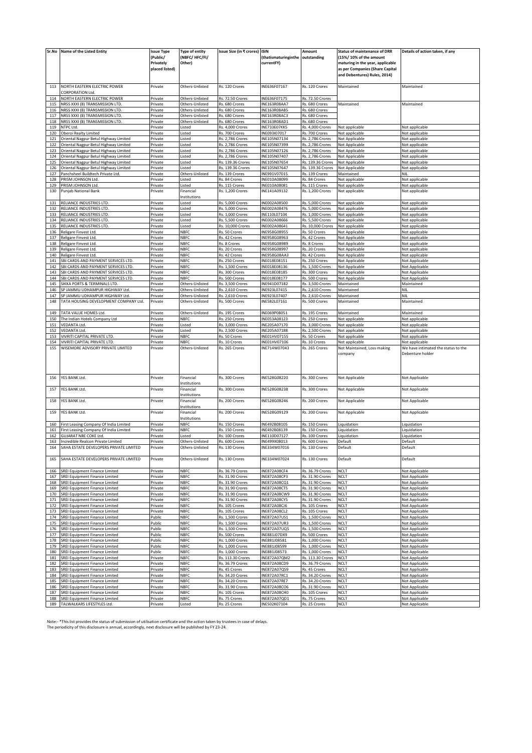| Sr.No | Name of the Listed Entity | Issue Type (Public/ Privately placed listed) | Type of entity (NBFC/ HFC/FI/ Other) | Issue Size (in ₹ crores) | ISIN (thatismaturinginthe currentFY) | Amount outstanding | Status of maintenance of DRR (15%/ 10% of the amount maturing in the year, applicable as per Companies (Share Capital and Debentures) Rules, 2014) | Details of action taken, if any |
|---|---|---|---|---|---|---|---|---|
| 113 | NORTH EASTERN ELECTRIC POWER CORPORATION Ltd. | Private | Others-Unlisted | Rs. 120 Crores | INE636F07167 | Rs. 120 Crores | Maintained | Maintained |
| 114 | NORTH EASTERN ELECTRIC POWER | Private | Others-Unlisted | Rs. 72.50 Crores | INE636F07175 | Rs. 72.50 Crores | | |
| 115 | NRSS XXXI (B) TRANSMISSION LTD. | Private | Others-Unlisted | Rs. 680 Crores | INE163R08AA7 | Rs. 680 Crores | Maintained | Maintained |
| 116 | NRSS XXXI (B) TRANSMISSION LTD. | Private | Others-Unlisted | Rs. 680 Crores | INE163R08AB5 | Rs. 680 Crores | | |
| 117 | NRSS XXXI (B) TRANSMISSION LTD. | Private | Others-Unlisted | Rs. 680 Crores | INE163R08AC3 | Rs. 680 Crores | | |
| 118 | NRSS XXXI (B) TRANSMISSION LTD. | Private | Others-Unlisted | Rs. 680 Crores | INE163R08AD1 | Rs. 680 Crores | | |
| 119 | NTPC Ltd. | Private | Listed | Rs. 4,000 Crores | INE733E07KK5 | Rs. 4,000 Crores | Not applicable | Not applicable |
| 120 | Oberoi Realty Limited | Private | Listed | Rs. 700 Crores | INE093I07017 | Rs. 700 Crores | Not applicable | Not applicable |
| 121 | Oriental Nagpur Betul Highway Limited | Private | Listed | Rs. 2,786 Crores | INE105N07134 | Rs. 2,786 Crores | Not Applicable | Not applicable |
| 122 | Oriental Nagpur Betul Highway Limited | Private | Listed | Rs. 2,786 Crores | INE105N07399 | Rs. 2,786 Crores | Not Applicable | Not applicable |
| 123 | Oriental Nagpur Betul Highway Limited | Private | Listed | Rs. 2,786 Crores | INE105N07126 | Rs. 2,786 Crores | Not Applicable | Not applicable |
| 124 | Oriental Nagpur Betul Highway Limited | Private | Listed | Rs. 2,786 Crores | INE105N07407 | Rs. 2,786 Crores | Not Applicable | Not applicable |
| 125 | Oriental Nagpur Betul Highway Limited | Private | Listed | Rs. 139.36 Crores | INE105N07654 | Rs. 139.36 Crores | Not Applicable | Not applicable |
| 126 | Oriental Nagpur Betul Highway Limited | Private | Listed | Rs. 139.36 Crores | INE105N07647 | Rs. 139.36 Crores | Not Applicable | Not applicable |
| 127 | Panchsheel Buildtech Private Ltd. | Private | Others-Unlisted | Rs. 139 Crores | INE991V07015 | Rs. 139 Crores | Maintained | NIL |
| 128 | PRISM JOHNSON Ltd. | Private | Listed | Rs. 84 Crores | INE010A08099 | Rs. 84 Crores | Not applicable | Not applicable |
| 129 | PRISM JOHNSON Ltd. | Private | Listed | Rs. 115 Crores | INE010A08081 | Rs. 115 Crores | Not applicable | Not applicable |
| 130 | Punjab National Bank | Private | Financial Institutions | Rs. 1,200 Crores | INE141A09132 | Rs. 1,200 Crores | Not applicable | Not applicable |
| 131 | RELIANCE INDUSTRIES LTD. | Private | Listed | Rs. 5,000 Crores | INE002A08500 | Rs. 5,000 Crores | Not applicable | Not applicable |
| 132 | RELIANCE INDUSTRIES LTD. | Private | Listed | Rs. 5,000 Crores | INE002A08476 | Rs. 5,000 Crores | Not applicable | Not applicable |
| 133 | RELIANCE INDUSTRIES LTD. | Private | Listed | Rs. 1,000 Crores | INE110L07104 | Rs. 1,000 Crores | Not applicable | Not applicable |
| 134 | RELIANCE INDUSTRIES LTD. | Private | Listed | Rs. 5,500 Crores | INE002A08666 | Rs. 5,500 Crores | Not applicable | Not applicable |
| 135 | RELIANCE INDUSTRIES LTD. | Private | Listed | Rs. 10,000 Crores | INE002A08641 | Rs. 10,000 Crores | Not applicable | Not applicable |
| 136 | Religare Finvest Ltd. | Private | NBFC | Rs. 50 Crores | INE958G08955 | Rs. 50 Crores | Not Applicable | Not applicable |
| 137 | Religare Finvest Ltd. | Private | NBFC | Rs. 42 Crores | INE958G08963 | Rs. 42 Crores | Not Applicable | Not applicable |
| 138 | Religare Finvest Ltd. | Private | NBFC | Rs. 8 Crores | INE958G08989 | Rs. 8 Crores | Not Applicable | Not applicable |
| 139 | Religare Finvest Ltd. | Private | NBFC | Rs. 20 Crores | INE958G08997 | Rs. 20 Crores | Not Applicable | Not applicable |
| 140 | Religare Finvest Ltd. | Private | NBFC | Rs. 42 Crores | INE958G08AA3 | Rs. 42 Crores | Not Applicable | Not applicable |
| 141 | SBI CARDS AND PAYMENT SERVICES LTD. | Private | NBFC | Rs. 250 Crores | INE018E08151 | Rs. 250 Crores | Not Applicable | Not Applicable |
| 142 | SBI CARDS AND PAYMENT SERVICES LTD. | Private | NBFC | Rs. 1,500 Crores | INE018E08136 | Rs. 1,500 Crores | Not Applicable | Not Applicable |
| 143 | SBI CARDS AND PAYMENT SERVICES LTD. | Private | NBFC | Rs. 300 Crores | INE018E08185 | Rs. 300 Crores | Not Applicable | Not Applicable |
| 144 | SBI CARDS AND PAYMENT SERVICES LTD. | Private | NBFC | Rs. 500 Crores | INE018E08177 | Rs. 500 Crores | Not Applicable | Not Applicable |
| 145 | SIKKA PORTS & TERMINALS LTD. | Private | Others-Unlisted | Rs. 3,500 Crores | INE941D07182 | Rs. 3,500 Crores | Maintained | Maintained |
| 146 | SP JAMMU UDHAMPUR HIGHWAY Ltd. | Private | Others-Unlisted | Rs. 2,610 Crores | INE923L07415 | Rs. 2,610 Crores | Maintained | NIL |
| 147 | SP JAMMU UDHAMPUR HIGHWAY Ltd. | Private | Others-Unlisted | Rs. 2,610 Crores | INE923L07407 | Rs. 2,610 Crores | Maintained | NIL |
| 148 | TATA HOUSING DEVELOPMENT COMPANY Ltd. | Private | Others-Unlisted | Rs. 500 Crores | INE582L07161 | Rs. 500 Crores | Maintained | Maintained |
| 149 | TATA VALUE HOMES Ltd. | Private | Others-Unlisted | Rs. 195 Crores | INE069P08051 | Rs. 195 Crores | Maintained | Maintained |
| 150 | The Indian Hotels Company Ltd | Private | NBFC | Rs. 250 Crores | INE053A08123 | Rs. 250 Crores | Not applicable | Not applicable |
| 151 | VEDANTA Ltd. | Private | Listed | Rs. 3,000 Crores | INE205A07170 | Rs. 3,000 Crores | Not applicable | Not applicable |
| 152 | VEDANTA Ltd. | Private | Listed | Rs. 2,500 Crores | INE205A07188 | Rs. 2,500 Crores | Not applicable | Not applicable |
| 153 | VIVRITI CAPITAL PRIVATE LTD. | Private | NBFC | Rs. 50 Crores | INE01HV07155 | Rs. 50 Crores | Not applicable | Not applicable |
| 154 | VIVRITI CAPITAL PRIVATE LTD. | Private | NBFC | Rs. 10 Crores | INE01HV07106 | Rs. 10 Crores | Not applicable | Not applicable |
| 155 | WISEMORE ADVISORY PRIVATE LIMITED | Private | Others-Unlisted | Rs. 265 Crores | INE714W07043 | Rs. 265 Crores | Not Maintained, Loss making company | We have intimated the status to the Debenture holder |
| 156 | YES BANK Ltd. | Private | Financial Institutions | Rs. 300 Crores | INE528G08220 | Rs. 300 Crores | Not Applicable | Not Applicable |
| 157 | YES BANK Ltd. | Private | Financial Institutions | Rs. 300 Crores | INE528G08238 | Rs. 300 Crores | Not Applicable | Not Applicable |
| 158 | YES BANK Ltd. | Private | Financial Institutions | Rs. 200 Crores | INE528G08246 | Rs. 200 Crores | Not Applicable | Not Applicable |
| 159 | YES BANK Ltd. | Private | Financial Institutions | Rs. 200 Crores | INE528G09129 | Rs. 200 Crores | Not Applicable | Not Applicable |
| 160 | First Leasing Company Of India Limited | Private | NBFC | Rs. 150 Crores | INE492B08105 | Rs. 150 Crores | Liquidation | Liquidation |
| 161 | First Leasing Company Of India Limited | Private | NBFC | Rs. 150 Crores | INE492B08139 | Rs. 150 Crores | Liquidation | Liquidation |
| 162 | GUJARAT NRE COKE Ltd. | Private | Listed | Rs. 100 Crores | INE110D07127 | Rs. 100 Crores | Liquidation | Liquidation |
| 163 | Incredible Realcon Private Limited | Private | Others-Unlisted | Rs. 600 Crores | INE499X08013 | Rs. 600 Crores | Default | Default |
| 164 | SAHA ESTATE DEVELOPERS PRIVATE LIMITED | Private | Others-Unlisted | Rs. 130 Crores | INE334W07016 | Rs. 130 Crores | Default | Default |
| 165 | SAHA ESTATE DEVELOPERS PRIVATE LIMITED | Private | Others-Unlisted | Rs. 130 Crores | INE334W07024 | Rs. 130 Crores | Default | Default |
| 166 | SREI Equipment Finance Limited | Private | NBFC | Rs. 36.79 Crores | INE872A08CF4 | Rs. 36.79 Crores | NCLT | Not Applicable |
| 167 | SREI Equipment Finance Limited | Private | NBFC | Rs. 31.90 Crores | INE872A08CP3 | Rs. 31.90 Crores | NCLT | Not Applicable |
| 168 | SREI Equipment Finance Limited | Private | NBFC | Rs. 31.90 Crores | INE872A08CQ1 | Rs. 31.90 Crores | NCLT | Not Applicable |
| 169 | SREI Equipment Finance Limited | Private | NBFC | Rs. 31.90 Crores | INE872A08CT5 | Rs. 31.90 Crores | NCLT | Not Applicable |
| 170 | SREI Equipment Finance Limited | Private | NBFC | Rs. 31.90 Crores | INE872A08CW9 | Rs. 31.90 Crores | NCLT | Not Applicable |
| 171 | SREI Equipment Finance Limited | Private | NBFC | Rs. 31.90 Crores | INE872A08CY5 | Rs. 31.90 Crores | NCLT | Not Applicable |
| 172 | SREI Equipment Finance Limited | Private | NBFC | Rs. 105 Crores | INE872A08CJ6 | Rs. 105 Crores | NCLT | Not Applicable |
| 173 | SREI Equipment Finance Limited | Private | NBFC | Rs. 105 Crores | INE872A08CL2 | Rs. 105 Crores | NCLT | Not Applicable |
| 174 | SREI Equipment Finance Limited | Public | NBFC | Rs. 1,500 Crores | INE872A07US1 | Rs. 1,500 Crores | NCLT | Not Applicable |
| 175 | SREI Equipment Finance Limited | Public | NBFC | Rs. 1,500 Crores | INE872A07UR3 | Rs. 1,500 Crores | NCLT | Not Applicable |
| 176 | SREI Equipment Finance Limited | Public | NBFC | Rs. 1,500 Crores | INE872A07UQ5 | Rs. 1,500 Crores | NCLT | Not Applicable |
| 177 | SREI Equipment Finance Limited | Public | NBFC | Rs. 500 Crores | INE881J07DX9 | Rs. 500 Crores | NCLT | Not Applicable |
| 178 | SREI Equipment Finance Limited | Public | NBFC | Rs. 1,000 Crores | INE881J08581 | Rs. 1,000 Crores | NCLT | Not Applicable |
| 179 | SREI Equipment Finance Limited | Public | NBFC | Rs. 1,000 Crores | INE881J08599 | Rs. 1,000 Crores | NCLT | Not Applicable |
| 180 | SREI Equipment Finance Limited | Public | NBFC | Rs. 1,000 Crores | INE881J08573 | Rs. 1,000 Crores | NCLT | Not Applicable |
| 181 | SREI Equipment Finance Limited | Private | NBFC | Rs. 113.30 Crores | INE872A07QM2 | Rs. 113.30 Crores | NCLT | Not Applicable |
| 182 | SREI Equipment Finance Limited | Private | NBFC | Rs. 36.79 Crores | INE872A08CD9 | Rs. 36.79 Crores | NCLT | Not Applicable |
| 183 | SREI Equipment Finance Limited | Private | NBFC | Rs. 45 Crores | INE872A07QS9 | Rs. 45 Crores | NCLT | Not Applicable |
| 184 | SREI Equipment Finance Limited | Private | NBFC | Rs. 34.20 Crores | INE872A07RC1 | Rs. 34.20 Crores | NCLT | Not Applicable |
| 185 | SREI Equipment Finance Limited | Private | NBFC | Rs. 34.20 Crores | INE872A07RE7 | Rs. 34.20 Crores | NCLT | Not Applicable |
| 186 | SREI Equipment Finance Limited | Private | NBFC | Rs. 31.90 Crores | INE872A08CO6 | Rs. 31.90 Crores | NCLT | Not Applicable |
| 187 | SREI Equipment Finance Limited | Private | NBFC | Rs. 105 Crores | INE872A08CH0 | Rs. 105 Crores | NCLT | Not Applicable |
| 188 | SREI Equipment Finance Limited | Private | NBFC | Rs. 75 Crores | INE872A07QD1 | Rs. 75 Crores | NCLT | Not Applicable |
| 189 | TALWALKARS LIFESTYLES Ltd. | Private | Listed | Rs. 25 Crores | INE502K07104 | Rs. 25 Crores | NCLT | Not Applicable |

Note:- *This list provides the status of submission of utilisation certificate and the action taken by trustees in case of delays.
The periodicity of this disclosure is annual, accordingly, next disclosure will be published by FY 23-24.